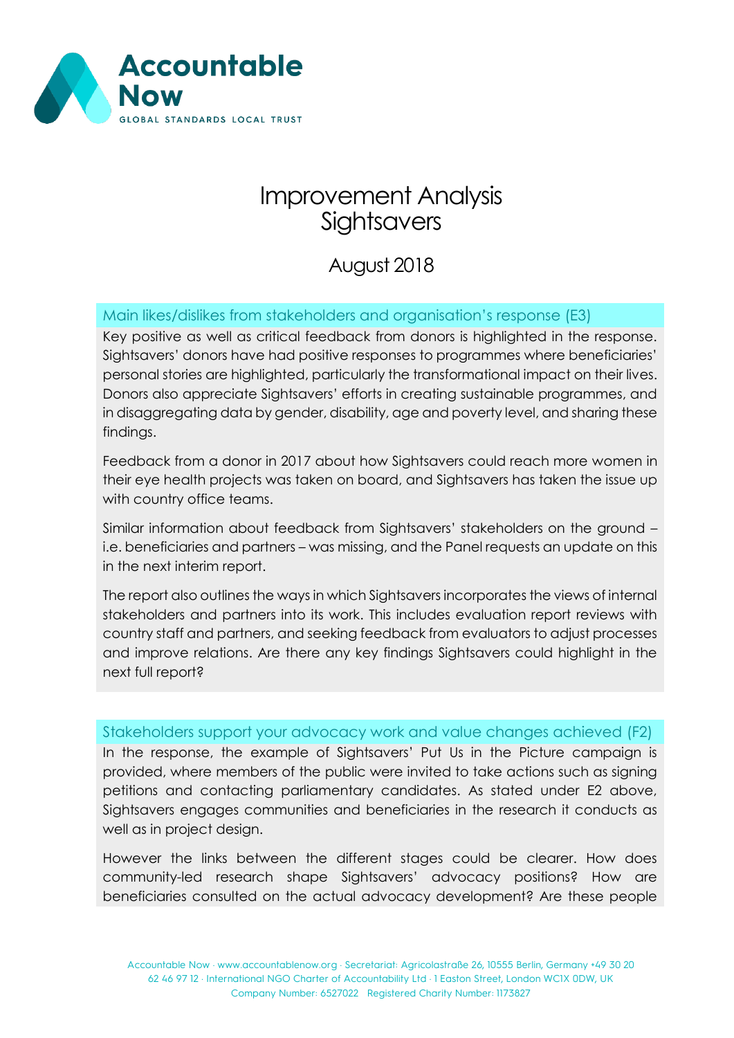Accountable Now

GLOBAL STANDARDS LOCAL TRUST

# Improvement Analysis Sightsavers

August 2018

## Main likes/dislikes from stakeholders and organisation's response (E3)

Key positive as well as critical feedback from donors is highlighted in the response. Sightsavers' donors have had positive responses to programmes where beneficiaries' personal stories are highlighted, particularly the transformational impact on their lives. Donors also appreciate Sightsavers' efforts in creating sustainable programmes, and in disaggregating data by gender, disability, age and poverty level, and sharing these findings.

Feedback from a donor in 2017 about how Sightsavers could reach more women in their eye health projects was taken on board, and Sightsavers has taken the issue up with country office teams.

Similar information about feedback from Sightsavers' stakeholders on the ground – i.e. beneficiaries and partners – was missing, and the Panel requests an update on this in the next interim report.

The report also outlines the ways in which Sightsavers incorporates the views of internal stakeholders and partners into its work. This includes evaluation report reviews with country staff and partners, and seeking feedback from evaluators to adjust processes and improve relations. Are there any key findings Sightsavers could highlight in the next full report?

## Stakeholders support your advocacy work and value changes achieved (F2)

In the response, the example of Sightsavers' Put Us in the Picture campaign is provided, where members of the public were invited to take actions such as signing petitions and contacting parliamentary candidates. As stated under E2 above, Sightsavers engages communities and beneficiaries in the research it conducts as well as in project design.

However the links between the different stages could be clearer. How does community-led research shape Sightsavers' advocacy positions? How are beneficiaries consulted on the actual advocacy development? Are these people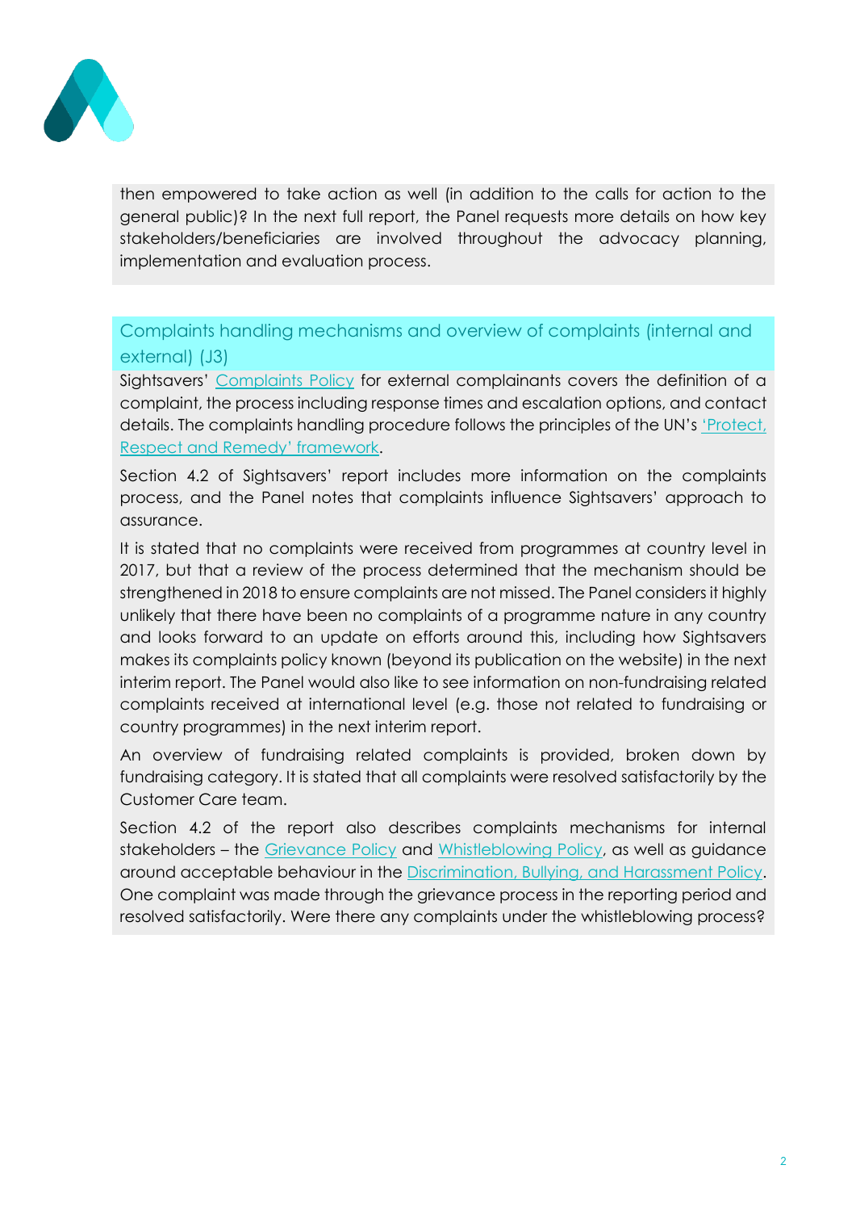then empowered to take action as well (in addition to the calls for action to the general public)? In the next full report, the Panel requests more details on how key stakeholders/beneficiaries are involved throughout the advocacy planning, implementation and evaluation process.

## Complaints handling mechanisms and overview of complaints (internal and external) (J3)

Sightsavers' Complaints Policy for external complainants covers the definition of a complaint, the process including response times and escalation options, and contact details. The complaints handling procedure follows the principles of the UN's 'Protect, Respect and Remedy' framework.

Section 4.2 of Sightsavers' report includes more information on the complaints process, and the Panel notes that complaints influence Sightsavers' approach to assurance.

It is stated that no complaints were received from programmes at country level in 2017, but that a review of the process determined that the mechanism should be strengthened in 2018 to ensure complaints are not missed. The Panel considers it highly unlikely that there have been no complaints of a programme nature in any country and looks forward to an update on efforts around this, including how Sightsavers makes its complaints policy known (beyond its publication on the website) in the next interim report. The Panel would also like to see information on non-fundraising related complaints received at international level (e.g. those not related to fundraising or country programmes) in the next interim report.

An overview of fundraising related complaints is provided, broken down by fundraising category. It is stated that all complaints were resolved satisfactorily by the Customer Care team.

Section 4.2 of the report also describes complaints mechanisms for internal stakeholders – the Grievance Policy and Whistleblowing Policy, as well as guidance around acceptable behaviour in the Discrimination, Bullying, and Harassment Policy. One complaint was made through the grievance process in the reporting period and resolved satisfactorily. Were there any complaints under the whistleblowing process?